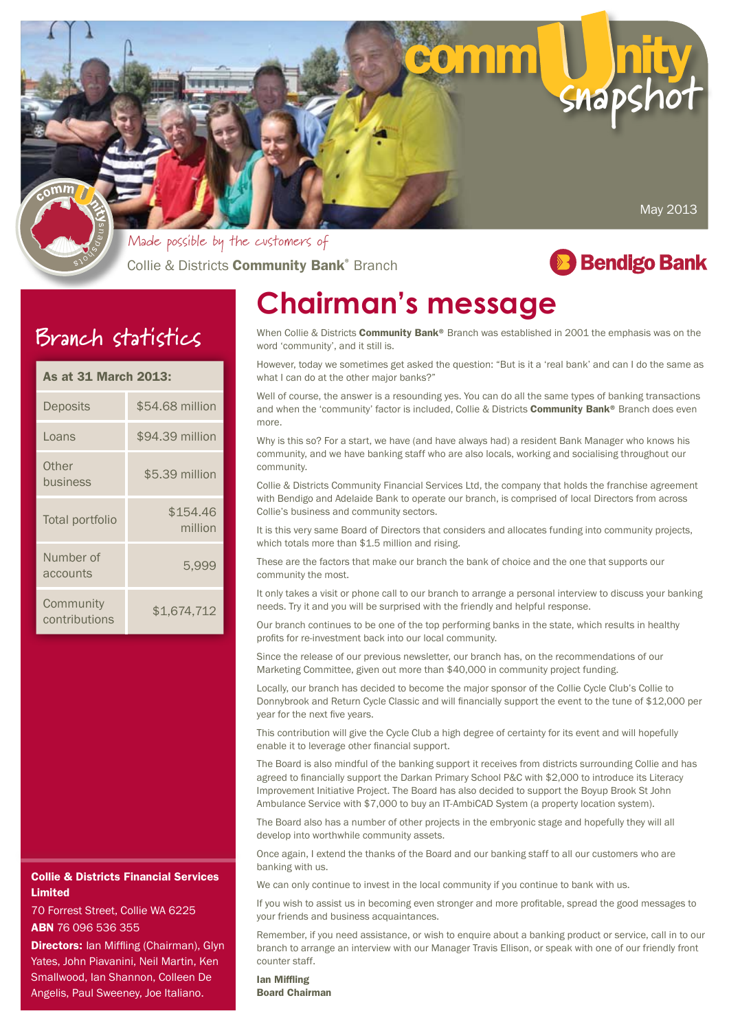# community snapshot

May 2013

*Made possible by the customers of*

Collie & Districts **Community Bank**® Branch

Bendigo Bank

## Branch statistics

| As at 31 March 2013: | |
|---|---|
| Deposits | $54.68 million |
| Loans | $94.39 million |
| Other business | $5.39 million |
| Total portfolio | $154.46 million |
| Number of accounts | 5,999 |
| Community contributions | $1,674,712 |

**Collie & Districts Financial Services Limited**

70 Forrest Street, Collie WA 6225

**ABN** 76 096 536 355

**Directors:** Ian Miffling (Chairman), Glyn Yates, John Piavanini, Neil Martin, Ken Smallwood, Ian Shannon, Colleen De Angelis, Paul Sweeney, Joe Italiano.

# Chairman's message

When Collie & Districts **Community Bank®** Branch was established in 2001 the emphasis was on the word 'community', and it still is.

However, today we sometimes get asked the question: "But is it a 'real bank' and can I do the same as what I can do at the other major banks?"

Well of course, the answer is a resounding yes. You can do all the same types of banking transactions and when the 'community' factor is included, Collie & Districts **Community Bank®** Branch does even more.

Why is this so? For a start, we have (and have always had) a resident Bank Manager who knows his community, and we have banking staff who are also locals, working and socialising throughout our community.

Collie & Districts Community Financial Services Ltd, the company that holds the franchise agreement with Bendigo and Adelaide Bank to operate our branch, is comprised of local Directors from across Collie's business and community sectors.

It is this very same Board of Directors that considers and allocates funding into community projects, which totals more than $1.5 million and rising.

These are the factors that make our branch the bank of choice and the one that supports our community the most.

It only takes a visit or phone call to our branch to arrange a personal interview to discuss your banking needs. Try it and you will be surprised with the friendly and helpful response.

Our branch continues to be one of the top performing banks in the state, which results in healthy profits for re-investment back into our local community.

Since the release of our previous newsletter, our branch has, on the recommendations of our Marketing Committee, given out more than $40,000 in community project funding.

Locally, our branch has decided to become the major sponsor of the Collie Cycle Club's Collie to Donnybrook and Return Cycle Classic and will financially support the event to the tune of $12,000 per year for the next five years.

This contribution will give the Cycle Club a high degree of certainty for its event and will hopefully enable it to leverage other financial support.

The Board is also mindful of the banking support it receives from districts surrounding Collie and has agreed to financially support the Darkan Primary School P&C with $2,000 to introduce its Literacy Improvement Initiative Project. The Board has also decided to support the Boyup Brook St John Ambulance Service with $7,000 to buy an IT-AmbiCAD System (a property location system).

The Board also has a number of other projects in the embryonic stage and hopefully they will all develop into worthwhile community assets.

Once again, I extend the thanks of the Board and our banking staff to all our customers who are banking with us.

We can only continue to invest in the local community if you continue to bank with us.

If you wish to assist us in becoming even stronger and more profitable, spread the good messages to your friends and business acquaintances.

Remember, if you need assistance, or wish to enquire about a banking product or service, call in to our branch to arrange an interview with our Manager Travis Ellison, or speak with one of our friendly front counter staff.

**Ian Miffling**
**Board Chairman**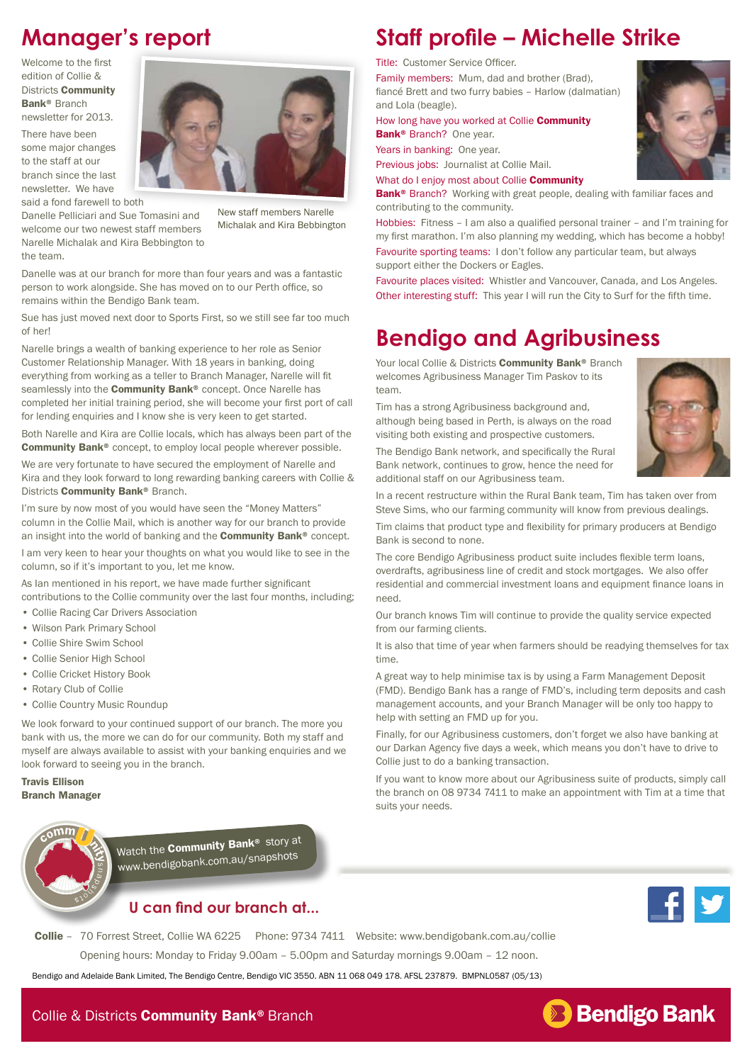# Manager's report

Welcome to the first edition of Collie & Districts **Community Bank**® Branch newsletter for 2013.

There have been some major changes to the staff at our branch since the last newsletter. We have said a fond farewell to both Danelle Pelliciari and Sue Tomasini and welcome our two newest staff members Narelle Michalak and Kira Bebbington to the team.

New staff members Narelle Michalak and Kira Bebbington

Danelle was at our branch for more than four years and was a fantastic person to work alongside. She has moved on to our Perth office, so remains within the Bendigo Bank team.

Sue has just moved next door to Sports First, so we still see far too much of her!

Narelle brings a wealth of banking experience to her role as Senior Customer Relationship Manager. With 18 years in banking, doing everything from working as a teller to Branch Manager, Narelle will fit seamlessly into the **Community Bank**® concept. Once Narelle has completed her initial training period, she will become your first port of call for lending enquiries and I know she is very keen to get started.

Both Narelle and Kira are Collie locals, which has always been part of the **Community Bank**® concept, to employ local people wherever possible.

We are very fortunate to have secured the employment of Narelle and Kira and they look forward to long rewarding banking careers with Collie & Districts **Community Bank**® Branch.

I'm sure by now most of you would have seen the "Money Matters" column in the Collie Mail, which is another way for our branch to provide an insight into the world of banking and the **Community Bank**® concept.

I am very keen to hear your thoughts on what you would like to see in the column, so if it's important to you, let me know.

As Ian mentioned in his report, we have made further significant contributions to the Collie community over the last four months, including;

- Collie Racing Car Drivers Association
- Wilson Park Primary School
- Collie Shire Swim School
- Collie Senior High School
- Collie Cricket History Book
- Rotary Club of Collie
- Collie Country Music Roundup

We look forward to your continued support of our branch. The more you bank with us, the more we can do for our community. Both my staff and myself are always available to assist with your banking enquiries and we look forward to seeing you in the branch.

**Travis Ellison**
**Branch Manager**

# Staff profile – Michelle Strike

Title: Customer Service Officer.

Family members: Mum, dad and brother (Brad), fiancé Brett and two furry babies – Harlow (dalmatian) and Lola (beagle).

How long have you worked at Collie **Community Bank**® Branch? One year.

Years in banking: One year.

Previous jobs: Journalist at Collie Mail.

What do I enjoy most about Collie **Community Bank**® Branch? Working with great people, dealing with familiar faces and contributing to the community.

Hobbies: Fitness – I am also a qualified personal trainer – and I'm training for my first marathon. I'm also planning my wedding, which has become a hobby!

Favourite sporting teams: I don't follow any particular team, but always support either the Dockers or Eagles.

Favourite places visited: Whistler and Vancouver, Canada, and Los Angeles.

Other interesting stuff: This year I will run the City to Surf for the fifth time.

# Bendigo and Agribusiness

Your local Collie & Districts **Community Bank**® Branch welcomes Agribusiness Manager Tim Paskov to its team.

Tim has a strong Agribusiness background and, although being based in Perth, is always on the road visiting both existing and prospective customers.

The Bendigo Bank network, and specifically the Rural Bank network, continues to grow, hence the need for additional staff on our Agribusiness team.

In a recent restructure within the Rural Bank team, Tim has taken over from Steve Sims, who our farming community will know from previous dealings.

Tim claims that product type and flexibility for primary producers at Bendigo Bank is second to none.

The core Bendigo Agribusiness product suite includes flexible term loans, overdrafts, agribusiness line of credit and stock mortgages. We also offer residential and commercial investment loans and equipment finance loans in need.

Our branch knows Tim will continue to provide the quality service expected from our farming clients.

It is also that time of year when farmers should be readying themselves for tax time.

A great way to help minimise tax is by using a Farm Management Deposit (FMD). Bendigo Bank has a range of FMD's, including term deposits and cash management accounts, and your Branch Manager will be only too happy to help with setting an FMD up for you.

Finally, for our Agribusiness customers, don't forget we also have banking at our Darkan Agency five days a week, which means you don't have to drive to Collie just to do a banking transaction.

If you want to know more about our Agribusiness suite of products, simply call the branch on 08 9734 7411 to make an appointment with Tim at a time that suits your needs.

Watch the **Community Bank**® story at www.bendigobank.com.au/snapshots

## U can find our branch at...

**Collie** – 70 Forrest Street, Collie WA 6225 Phone: 9734 7411 Website: www.bendigobank.com.au/collie

Opening hours: Monday to Friday 9.00am – 5.00pm and Saturday mornings 9.00am – 12 noon.

Bendigo and Adelaide Bank Limited, The Bendigo Centre, Bendigo VIC 3550. ABN 11 068 049 178. AFSL 237879. BMPNL0587 (05/13)

Collie & Districts **Community Bank**® Branch

Bendigo Bank